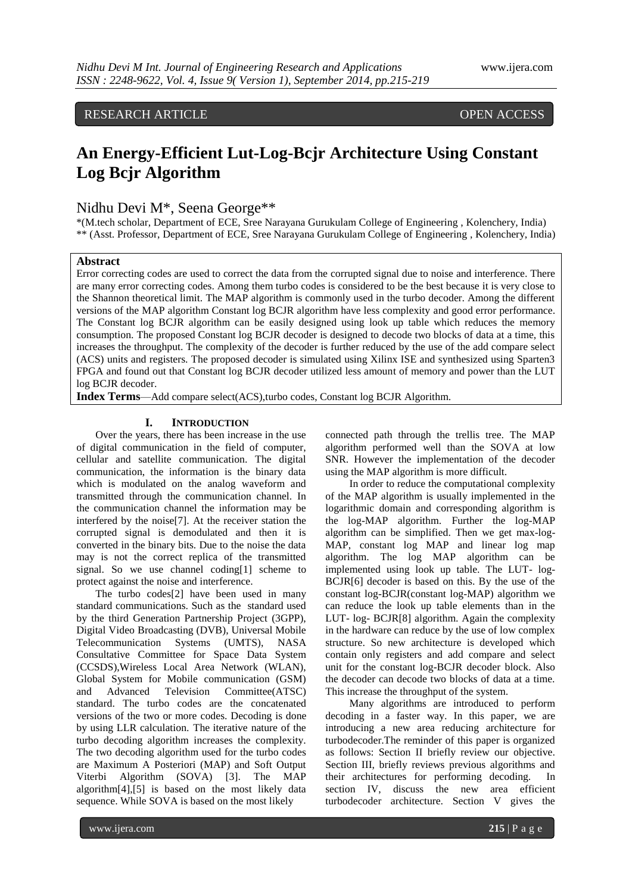RESEARCH ARTICLE OPEN ACCESS

# An Energy-Efficient Lut-Log-Bcjr Architecture Using Constant Log Bcjr Algorithm

Nidhu Devi M*, Seena George**

*(M.tech scholar, Department of ECE, Sree Narayana Gurukulam College of Engineering , Kolenchery, India)
** (Asst. Professor, Department of ECE, Sree Narayana Gurukulam College of Engineering , Kolenchery, India)

**Abstract**

Error correcting codes are used to correct the data from the corrupted signal due to noise and interference. There are many error correcting codes. Among them turbo codes is considered to be the best because it is very close to the Shannon theoretical limit. The MAP algorithm is commonly used in the turbo decoder. Among the different versions of the MAP algorithm Constant log BCJR algorithm have less complexity and good error performance. The Constant log BCJR algorithm can be easily designed using look up table which reduces the memory consumption. The proposed Constant log BCJR decoder is designed to decode two blocks of data at a time, this increases the throughput. The complexity of the decoder is further reduced by the use of the add compare select (ACS) units and registers. The proposed decoder is simulated using Xilinx ISE and synthesized using Sparten3 FPGA and found out that Constant log BCJR decoder utilized less amount of memory and power than the LUT log BCJR decoder.

**Index Terms**—Add compare select(ACS),turbo codes, Constant log BCJR Algorithm.

## I. Introduction

Over the years, there has been increase in the use of digital communication in the field of computer, cellular and satellite communication. The digital communication, the information is the binary data which is modulated on the analog waveform and transmitted through the communication channel. In the communication channel the information may be interfered by the noise[7]. At the receiver station the corrupted signal is demodulated and then it is converted in the binary bits. Due to the noise the data may is not the correct replica of the transmitted signal. So we use channel coding[1] scheme to protect against the noise and interference.

The turbo codes[2] have been used in many standard communications. Such as the standard used by the third Generation Partnership Project (3GPP), Digital Video Broadcasting (DVB), Universal Mobile Telecommunication Systems (UMTS), NASA Consultative Committee for Space Data System (CCSDS),Wireless Local Area Network (WLAN), Global System for Mobile communication (GSM) and Advanced Television Committee(ATSC) standard. The turbo codes are the concatenated versions of the two or more codes. Decoding is done by using LLR calculation. The iterative nature of the turbo decoding algorithm increases the complexity. The two decoding algorithm used for the turbo codes are Maximum A Posteriori (MAP) and Soft Output Viterbi Algorithm (SOVA) [3]. The MAP algorithm[4],[5] is based on the most likely data sequence. While SOVA is based on the most likely connected path through the trellis tree. The MAP algorithm performed well than the SOVA at low SNR. However the implementation of the decoder using the MAP algorithm is more difficult.

In order to reduce the computational complexity of the MAP algorithm is usually implemented in the logarithmic domain and corresponding algorithm is the log-MAP algorithm. Further the log-MAP algorithm can be simplified. Then we get max-log-MAP, constant log MAP and linear log map algorithm. The log MAP algorithm can be implemented using look up table. The LUT- log-BCJR[6] decoder is based on this. By the use of the constant log-BCJR(constant log-MAP) algorithm we can reduce the look up table elements than in the LUT- log- BCJR[8] algorithm. Again the complexity in the hardware can reduce by the use of low complex structure. So new architecture is developed which contain only registers and add compare and select unit for the constant log-BCJR decoder block. Also the decoder can decode two blocks of data at a time. This increase the throughput of the system.

Many algorithms are introduced to perform decoding in a faster way. In this paper, we are introducing a new area reducing architecture for turbodecoder.The reminder of this paper is organized as follows: Section II briefly review our objective. Section III, briefly reviews previous algorithms and their architectures for performing decoding. In section IV, discuss the new area efficient turbodecoder architecture. Section V gives the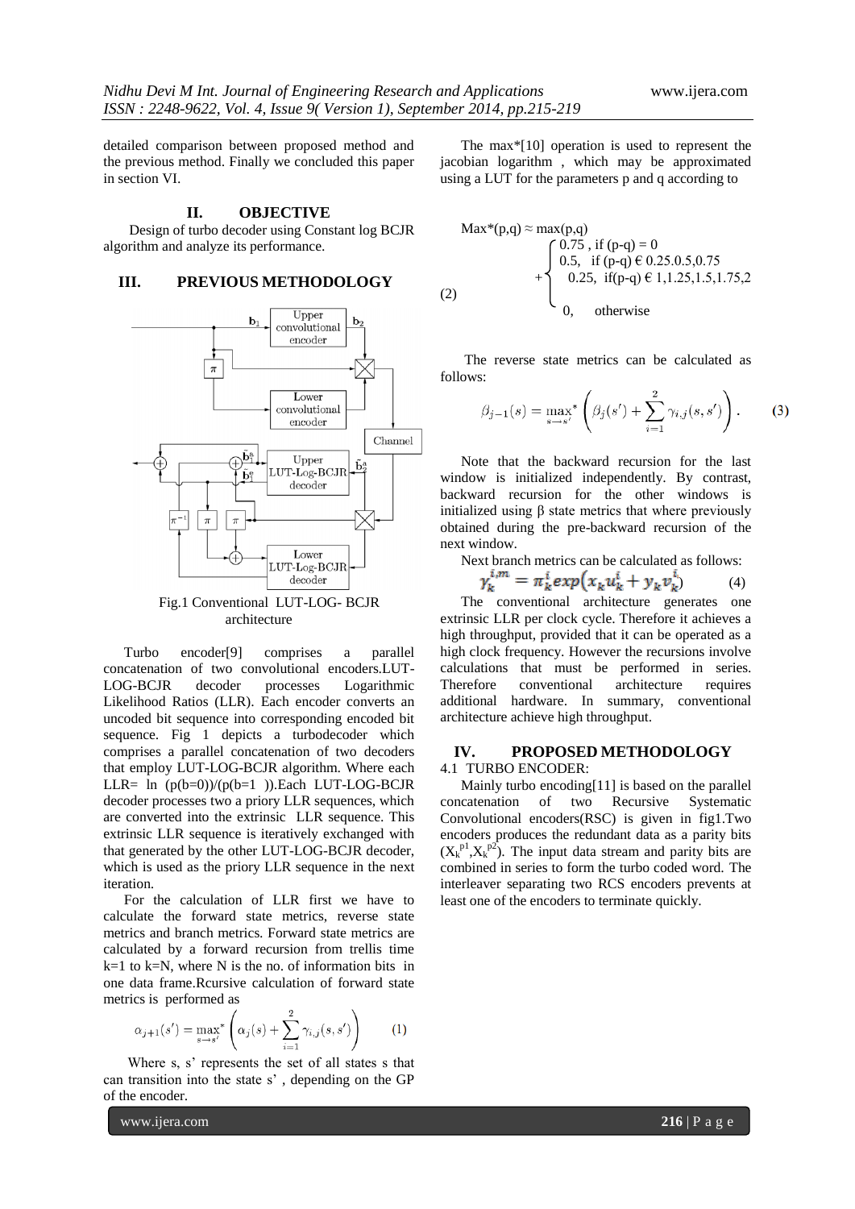detailed comparison between proposed method and the previous method. Finally we concluded this paper in section VI.

## II. OBJECTIVE

Design of turbo decoder using Constant log BCJR algorithm and analyze its performance.

## III. PREVIOUS METHODOLOGY

Fig.1 Conventional LUT-LOG- BCJR architecture

Turbo encoder[9] comprises a parallel concatenation of two convolutional encoders.LUT-LOG-BCJR decoder processes Logarithmic Likelihood Ratios (LLR). Each encoder converts an uncoded bit sequence into corresponding encoded bit sequence. Fig 1 depicts a turbodecoder which comprises a parallel concatenation of two decoders that employ LUT-LOG-BCJR algorithm. Where each LLR= ln (p(b=0))/(p(b=1 )).Each LUT-LOG-BCJR decoder processes two a priory LLR sequences, which are converted into the extrinsic LLR sequence. This extrinsic LLR sequence is iteratively exchanged with that generated by the other LUT-LOG-BCJR decoder, which is used as the priory LLR sequence in the next iteration.

For the calculation of LLR first we have to calculate the forward state metrics, reverse state metrics and branch metrics. Forward state metrics are calculated by a forward recursion from trellis time k=1 to k=N, where N is the no. of information bits in one data frame.Rcursive calculation of forward state metrics is performed as

$$\alpha_{j+1}(s') = \max_{s \to s'}{}^{*} \left( \alpha_j(s) + \sum_{i=1}^{2} \gamma_{i,j}(s, s') \right) \qquad (1)$$

Where s, s' represents the set of all states s that can transition into the state s' , depending on the GP of the encoder.

The max*[10] operation is used to represent the jacobian logarithm , which may be approximated using a LUT for the parameters p and q according to

$$\text{Max}^*(p,q) \approx \max(p,q) + \begin{cases} 0.75, & \text{if } (p-q) = 0 \\ 0.5, & \text{if } (p-q) \in 0.25.0.5,0.75 \\ 0.25, & \text{if}(p-q) \in 1,1.25,1.5,1.75,2 \\ 0, & \text{otherwise} \end{cases} \qquad (2)$$

The reverse state metrics can be calculated as follows:

$$\beta_{j-1}(s) = \max_{s \to s'}{}^{*} \left( \beta_j(s') + \sum_{i=1}^{2} \gamma_{i,j}(s, s') \right). \qquad (3)$$

Note that the backward recursion for the last window is initialized independently. By contrast, backward recursion for the other windows is initialized using β state metrics that where previously obtained during the pre-backward recursion of the next window.

Next branch metrics can be calculated as follows:

$$\gamma_k^{i,m} = \pi_k^i \exp\left(x_k u_k^i + y_k v_k^i\right) \qquad (4)$$

The conventional architecture generates one extrinsic LLR per clock cycle. Therefore it achieves a high throughput, provided that it can be operated as a high clock frequency. However the recursions involve calculations that must be performed in series. Therefore conventional architecture requires additional hardware. In summary, conventional architecture achieve high throughput.

## IV. PROPOSED METHODOLOGY

### 4.1 TURBO ENCODER:

Mainly turbo encoding[11] is based on the parallel concatenation of two Recursive Systematic Convolutional encoders(RSC) is given in fig1.Two encoders produces the redundant data as a parity bits ($X_k^{p1}$,$X_k^{p2}$). The input data stream and parity bits are combined in series to form the turbo coded word. The interleaver separating two RCS encoders prevents at least one of the encoders to terminate quickly.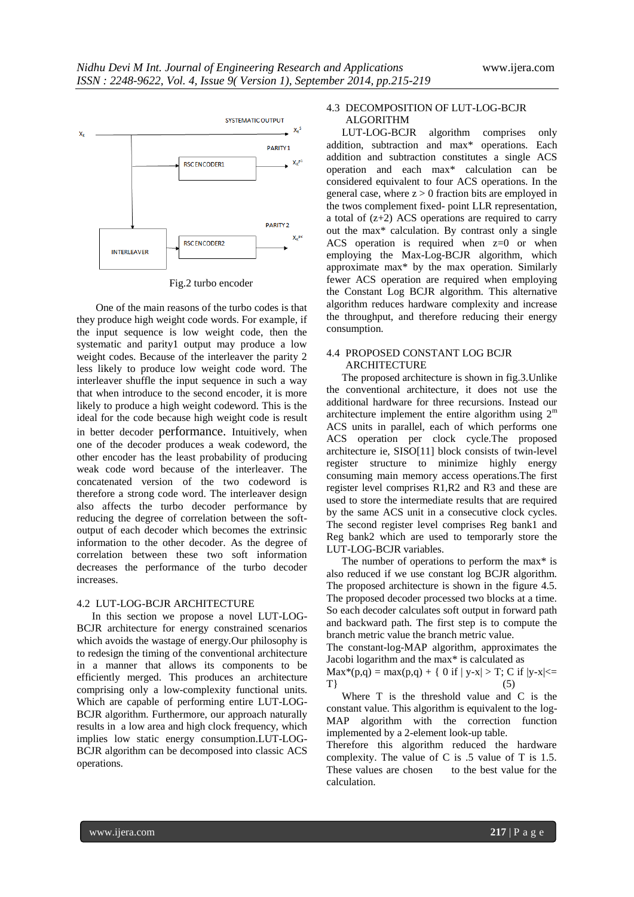Fig.2 turbo encoder

One of the main reasons of the turbo codes is that they produce high weight code words. For example, if the input sequence is low weight code, then the systematic and parity1 output may produce a low weight codes. Because of the interleaver the parity 2 less likely to produce low weight code word. The interleaver shuffle the input sequence in such a way that when introduce to the second encoder, it is more likely to produce a high weight codeword. This is the ideal for the code because high weight code is result in better decoder performance. Intuitively, when one of the decoder produces a weak codeword, the other encoder has the least probability of producing weak code word because of the interleaver. The concatenated version of the two codeword is therefore a strong code word. The interleaver design also affects the turbo decoder performance by reducing the degree of correlation between the soft-output of each decoder which becomes the extrinsic information to the other decoder. As the degree of correlation between these two soft information decreases the performance of the turbo decoder increases.

## 4.2 LUT-LOG-BCJR ARCHITECTURE

In this section we propose a novel LUT-LOG-BCJR architecture for energy constrained scenarios which avoids the wastage of energy.Our philosophy is to redesign the timing of the conventional architecture in a manner that allows its components to be efficiently merged. This produces an architecture comprising only a low-complexity functional units. Which are capable of performing entire LUT-LOG-BCJR algorithm. Furthermore, our approach naturally results in a low area and high clock frequency, which implies low static energy consumption.LUT-LOG-BCJR algorithm can be decomposed into classic ACS operations.

## 4.3 DECOMPOSITION OF LUT-LOG-BCJR ALGORITHM

LUT-LOG-BCJR algorithm comprises only addition, subtraction and max* operations. Each addition and subtraction constitutes a single ACS operation and each max* calculation can be considered equivalent to four ACS operations. In the general case, where $z > 0$ fraction bits are employed in the twos complement fixed- point LLR representation, a total of $(z+2)$ ACS operations are required to carry out the max* calculation. By contrast only a single ACS operation is required when $z=0$ or when employing the Max-Log-BCJR algorithm, which approximate max* by the max operation. Similarly fewer ACS operation are required when employing the Constant Log BCJR algorithm. This alternative algorithm reduces hardware complexity and increase the throughput, and therefore reducing their energy consumption.

## 4.4 PROPOSED CONSTANT LOG BCJR ARCHITECTURE

The proposed architecture is shown in fig.3.Unlike the conventional architecture, it does not use the additional hardware for three recursions. Instead our architecture implement the entire algorithm using $2^m$ ACS units in parallel, each of which performs one ACS operation per clock cycle.The proposed architecture ie, SISO[11] block consists of twin-level register structure to minimize highly energy consuming main memory access operations.The first register level comprises R1,R2 and R3 and these are used to store the intermediate results that are required by the same ACS unit in a consecutive clock cycles. The second register level comprises Reg bank1 and Reg bank2 which are used to temporarly store the LUT-LOG-BCJR variables.

The number of operations to perform the max* is also reduced if we use constant log BCJR algorithm. The proposed architecture is shown in the figure 4.5. The proposed decoder processed two blocks at a time. So each decoder calculates soft output in forward path and backward path. The first step is to compute the branch metric value the branch metric value.

The constant-log-MAP algorithm, approximates the Jacobi logarithm and the max* is calculated as

$$\text{Max}^*(p,q) = \max(p,q) + \{\, 0 \text{ if } |y-x| > T;\ C \text{ if } |y-x| \le T \} \qquad (5)$$

Where T is the threshold value and C is the constant value. This algorithm is equivalent to the log-MAP algorithm with the correction function implemented by a 2-element look-up table.

Therefore this algorithm reduced the hardware complexity. The value of C is .5 value of T is 1.5. These values are chosen to the best value for the calculation.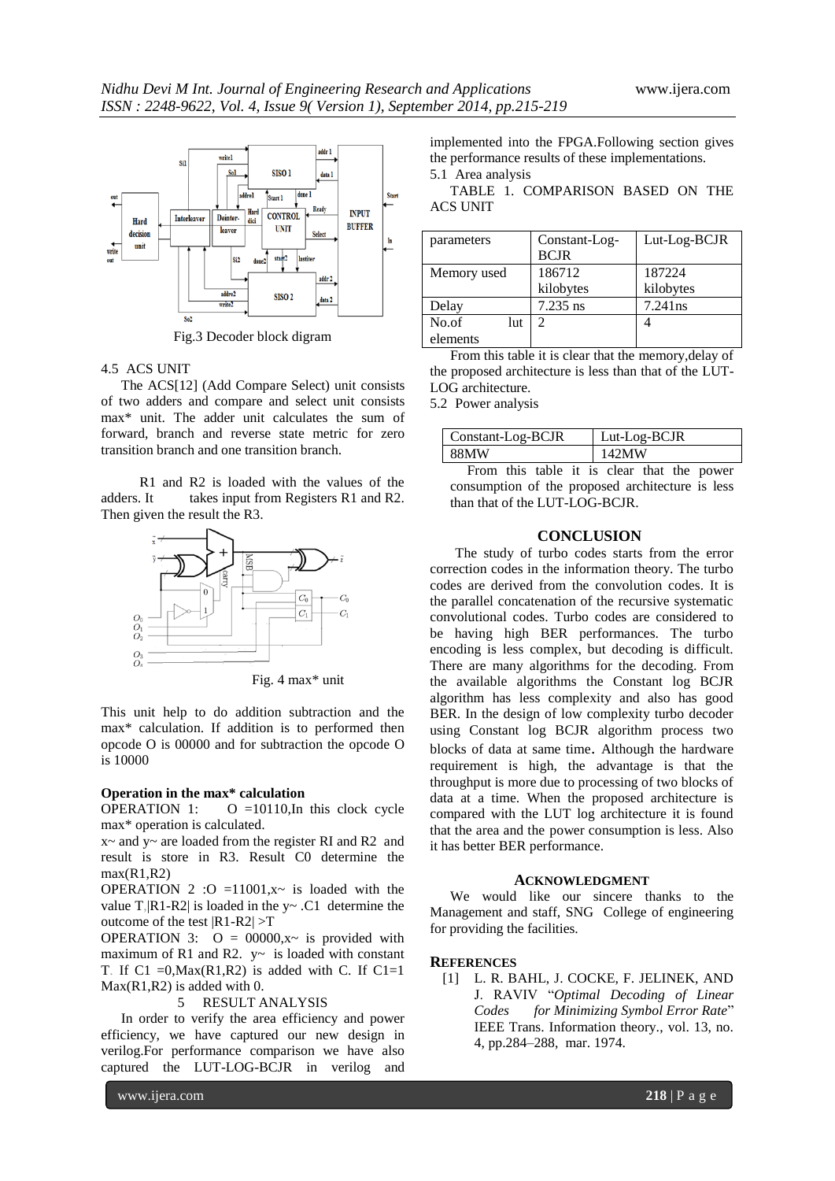Fig.3 Decoder block digram

### 4.5 ACS UNIT

The ACS[12] (Add Compare Select) unit consists of two adders and compare and select unit consists max* unit. The adder unit calculates the sum of forward, branch and reverse state metric for zero transition branch and one transition branch.

R1 and R2 is loaded with the values of the adders. It takes input from Registers R1 and R2. Then given the result the R3.

Fig. 4 max* unit

This unit help to do addition subtraction and the max* calculation. If addition is to performed then opcode O is 00000 and for subtraction the opcode O is 10000

**Operation in the max* calculation**

OPERATION 1: O =10110,In this clock cycle max* operation is calculated.

x~ and y~ are loaded from the register RI and R2 and result is store in R3. Result C0 determine the max(R1,R2)

OPERATION 2 :O =11001,x~ is loaded with the value T.|R1-R2| is loaded in the y~ .C1 determine the outcome of the test |R1-R2| >T

OPERATION 3: O = 00000,x~ is provided with maximum of R1 and R2. y~ is loaded with constant T. If C1 =0,Max(R1,R2) is added with C. If C1=1 Max(R1,R2) is added with 0.

## 5 RESULT ANALYSIS

In order to verify the area efficiency and power efficiency, we have captured our new design in verilog.For performance comparison we have also captured the LUT-LOG-BCJR in verilog and implemented into the FPGA.Following section gives the performance results of these implementations.

### 5.1 Area analysis

TABLE 1. COMPARISON BASED ON THE ACS UNIT

| parameters | Constant-Log-BCJR | Lut-Log-BCJR |
|---|---|---|
| Memory used | 186712 kilobytes | 187224 kilobytes |
| Delay | 7.235 ns | 7.241ns |
| No.of lut elements | 2 | 4 |

From this table it is clear that the memory,delay of the proposed architecture is less than that of the LUT-LOG architecture.

### 5.2 Power analysis

| Constant-Log-BCJR | Lut-Log-BCJR |
|---|---|
| 88MW | 142MW |

From this table it is clear that the power consumption of the proposed architecture is less than that of the LUT-LOG-BCJR.

## CONCLUSION

The study of turbo codes starts from the error correction codes in the information theory. The turbo codes are derived from the convolution codes. It is the parallel concatenation of the recursive systematic convolutional codes. Turbo codes are considered to be having high BER performances. The turbo encoding is less complex, but decoding is difficult. There are many algorithms for the decoding. From the available algorithms the Constant log BCJR algorithm has less complexity and also has good BER. In the design of low complexity turbo decoder using Constant log BCJR algorithm process two blocks of data at same time. Although the hardware requirement is high, the advantage is that the throughput is more due to processing of two blocks of data at a time. When the proposed architecture is compared with the LUT log architecture it is found that the area and the power consumption is less. Also it has better BER performance.

## ACKNOWLEDGMENT

We would like our sincere thanks to the Management and staff, SNG College of engineering for providing the facilities.

## REFERENCES

[1] L. R. BAHL, J. COCKE, F. JELINEK, AND J. RAVIV "*Optimal Decoding of Linear Codes for Minimizing Symbol Error Rate*" IEEE Trans. Information theory., vol. 13, no. 4, pp.284–288, mar. 1974.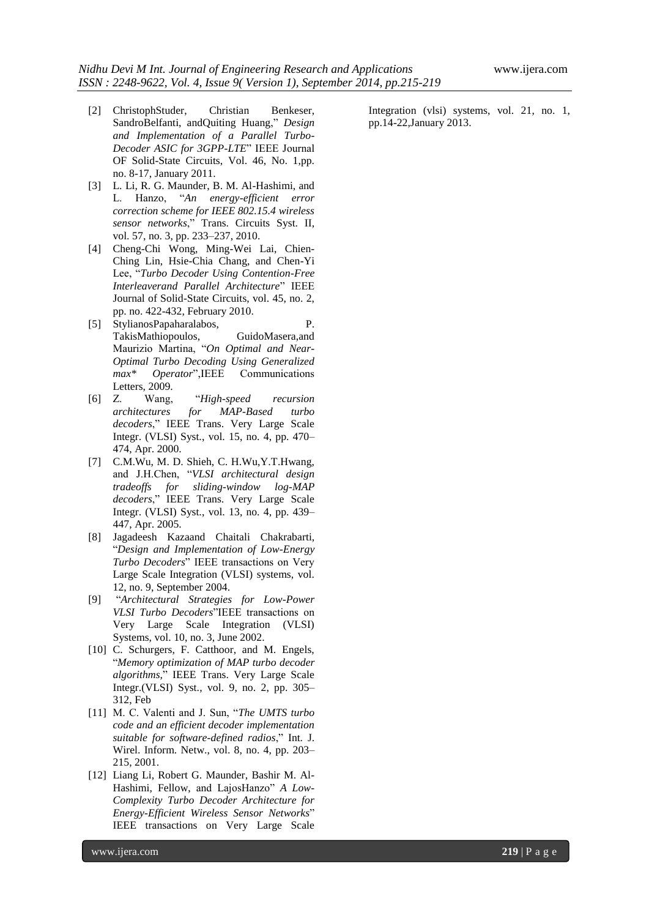[2] ChristophStuder, Christian Benkeser, SandroBelfanti, andQuiting Huang," *Design and Implementation of a Parallel Turbo-Decoder ASIC for 3GPP-LTE*" IEEE Journal OF Solid-State Circuits, Vol. 46, No. 1,pp. no. 8-17, January 2011.

[3] L. Li, R. G. Maunder, B. M. Al-Hashimi, and L. Hanzo, "*An energy-efficient error correction scheme for IEEE 802.15.4 wireless sensor networks*," Trans. Circuits Syst. II, vol. 57, no. 3, pp. 233–237, 2010.

[4] Cheng-Chi Wong, Ming-Wei Lai, Chien-Ching Lin, Hsie-Chia Chang, and Chen-Yi Lee, "*Turbo Decoder Using Contention-Free Interleaverand Parallel Architecture*" IEEE Journal of Solid-State Circuits, vol. 45, no. 2, pp. no. 422-432, February 2010.

[5] StylianosPapaharalabos, P. TakisMathiopoulos, GuidoMasera,and Maurizio Martina, "*On Optimal and Near-Optimal Turbo Decoding Using Generalized max\* Operator*",IEEE Communications Letters, 2009.

[6] Z. Wang, "*High-speed recursion architectures for MAP-Based turbo decoders*," IEEE Trans. Very Large Scale Integr. (VLSI) Syst., vol. 15, no. 4, pp. 470–474, Apr. 2000.

[7] C.M.Wu, M. D. Shieh, C. H.Wu,Y.T.Hwang, and J.H.Chen, "*VLSI architectural design tradeoffs for sliding-window log-MAP decoders*," IEEE Trans. Very Large Scale Integr. (VLSI) Syst., vol. 13, no. 4, pp. 439–447, Apr. 2005.

[8] Jagadeesh Kazaand Chaitali Chakrabarti, "*Design and Implementation of Low-Energy Turbo Decoders*" IEEE transactions on Very Large Scale Integration (VLSI) systems, vol. 12, no. 9, September 2004.

[9] "*Architectural Strategies for Low-Power VLSI Turbo Decoders*"IEEE transactions on Very Large Scale Integration (VLSI) Systems, vol. 10, no. 3, June 2002.

[10] C. Schurgers, F. Catthoor, and M. Engels, "*Memory optimization of MAP turbo decoder algorithms*," IEEE Trans. Very Large Scale Integr.(VLSI) Syst., vol. 9, no. 2, pp. 305–312, Feb

[11] M. C. Valenti and J. Sun, "*The UMTS turbo code and an efficient decoder implementation suitable for software-defined radios*," Int. J. Wirel. Inform. Netw., vol. 8, no. 4, pp. 203–215, 2001.

[12] Liang Li, Robert G. Maunder, Bashir M. Al-Hashimi, Fellow, and LajosHanzo" *A Low-Complexity Turbo Decoder Architecture for Energy-Efficient Wireless Sensor Networks*" IEEE transactions on Very Large Scale Integration (vlsi) systems, vol. 21, no. 1, pp.14-22,January 2013.